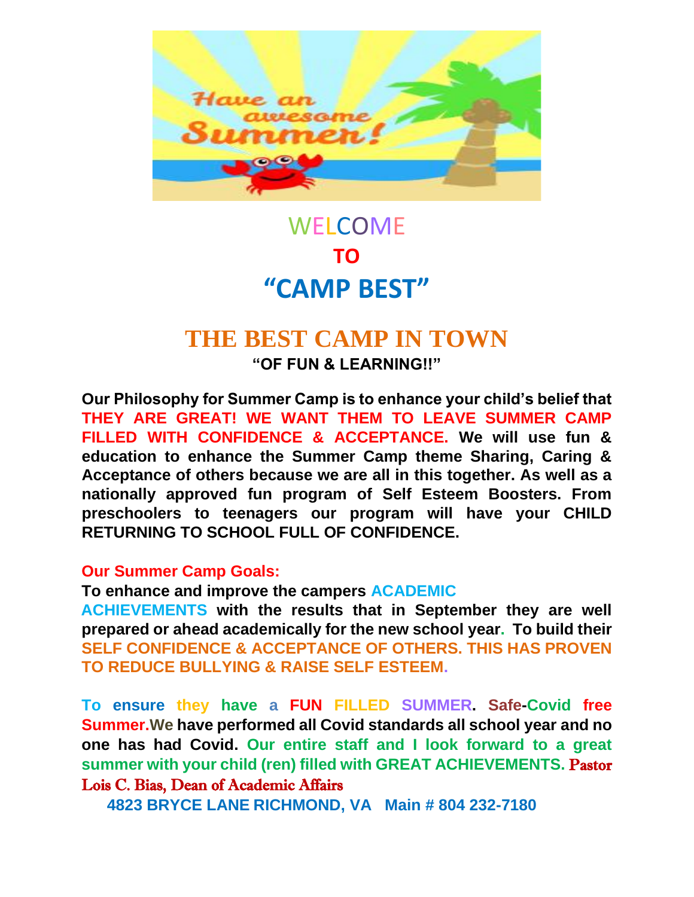# WELCOME

## TO

# "CAMP BEST"

## THE BEST CAMP IN TOWN

**"OF FUN & LEARNING!!"**

**Our Philosophy for Summer Camp is to enhance your child's belief that THEY ARE GREAT! WE WANT THEM TO LEAVE SUMMER CAMP FILLED WITH CONFIDENCE & ACCEPTANCE. We will use fun & education to enhance the Summer Camp theme Sharing, Caring & Acceptance of others because we are all in this together. As well as a nationally approved fun program of Self Esteem Boosters. From preschoolers to teenagers our program will have your CHILD RETURNING TO SCHOOL FULL OF CONFIDENCE.**

**Our Summer Camp Goals:**

**To enhance and improve the campers ACADEMIC ACHIEVEMENTS with the results that in September they are well prepared or ahead academically for the new school year. To build their SELF CONFIDENCE & ACCEPTANCE OF OTHERS. THIS HAS PROVEN TO REDUCE BULLYING & RAISE SELF ESTEEM.**

**To ensure they have a FUN FILLED SUMMER. Safe-Covid free Summer. We have performed all Covid standards all school year and no one has had Covid. Our entire staff and I look forward to a great summer with your child (ren) filled with GREAT ACHIEVEMENTS.** Pastor Lois C. Bias, Dean of Academic Affairs

**4823 BRYCE LANE RICHMOND, VA Main # 804 232-7180**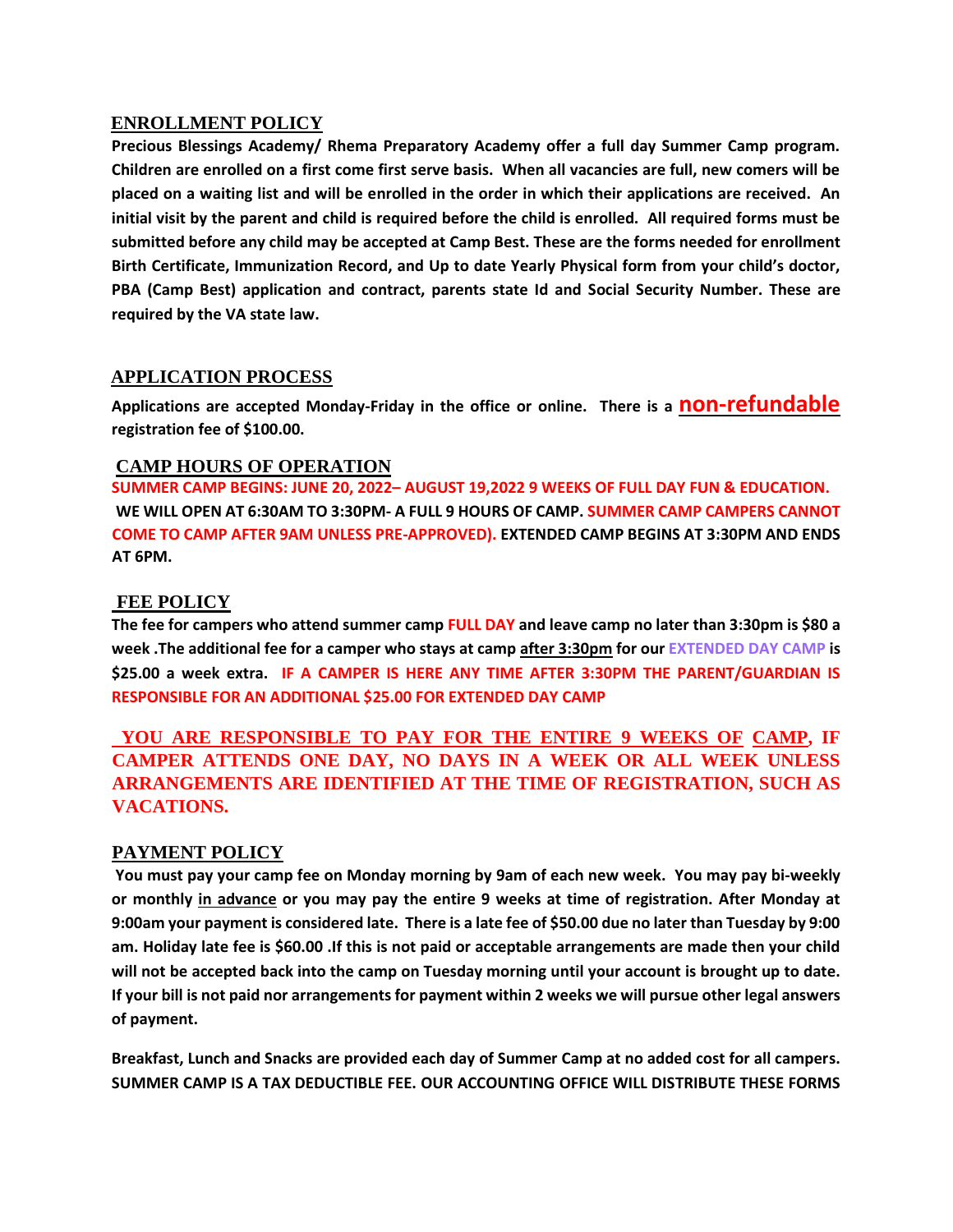## ENROLLMENT POLICY

**Precious Blessings Academy/ Rhema Preparatory Academy offer a full day Summer Camp program. Children are enrolled on a first come first serve basis. When all vacancies are full, new comers will be placed on a waiting list and will be enrolled in the order in which their applications are received. An initial visit by the parent and child is required before the child is enrolled. All required forms must be submitted before any child may be accepted at Camp Best. These are the forms needed for enrollment Birth Certificate, Immunization Record, and Up to date Yearly Physical form from your child's doctor, PBA (Camp Best) application and contract, parents state Id and Social Security Number. These are required by the VA state law.**

## APPLICATION PROCESS

**Applications are accepted Monday-Friday in the office or online. There is a non-refundable registration fee of $100.00.**

## CAMP HOURS OF OPERATION

**SUMMER CAMP BEGINS: JUNE 20, 2022– AUGUST 19,2022 9 WEEKS OF FULL DAY FUN & EDUCATION.**
**WE WILL OPEN AT 6:30AM TO 3:30PM- A FULL 9 HOURS OF CAMP. SUMMER CAMP CAMPERS CANNOT COME TO CAMP AFTER 9AM UNLESS PRE-APPROVED). EXTENDED CAMP BEGINS AT 3:30PM AND ENDS AT 6PM.**

## FEE POLICY

**The fee for campers who attend summer camp FULL DAY and leave camp no later than 3:30pm is $80 a week .The additional fee for a camper who stays at camp after 3:30pm for our EXTENDED DAY CAMP is $25.00 a week extra. IF A CAMPER IS HERE ANY TIME AFTER 3:30PM THE PARENT/GUARDIAN IS RESPONSIBLE FOR AN ADDITIONAL $25.00 FOR EXTENDED DAY CAMP**

**YOU ARE RESPONSIBLE TO PAY FOR THE ENTIRE 9 WEEKS OF CAMP, IF CAMPER ATTENDS ONE DAY, NO DAYS IN A WEEK OR ALL WEEK UNLESS ARRANGEMENTS ARE IDENTIFIED AT THE TIME OF REGISTRATION, SUCH AS VACATIONS.**

## PAYMENT POLICY

**You must pay your camp fee on Monday morning by 9am of each new week. You may pay bi-weekly or monthly in advance or you may pay the entire 9 weeks at time of registration. After Monday at 9:00am your payment is considered late. There is a late fee of $50.00 due no later than Tuesday by 9:00 am. Holiday late fee is $60.00 .If this is not paid or acceptable arrangements are made then your child will not be accepted back into the camp on Tuesday morning until your account is brought up to date. If your bill is not paid nor arrangements for payment within 2 weeks we will pursue other legal answers of payment.**

**Breakfast, Lunch and Snacks are provided each day of Summer Camp at no added cost for all campers. SUMMER CAMP IS A TAX DEDUCTIBLE FEE. OUR ACCOUNTING OFFICE WILL DISTRIBUTE THESE FORMS**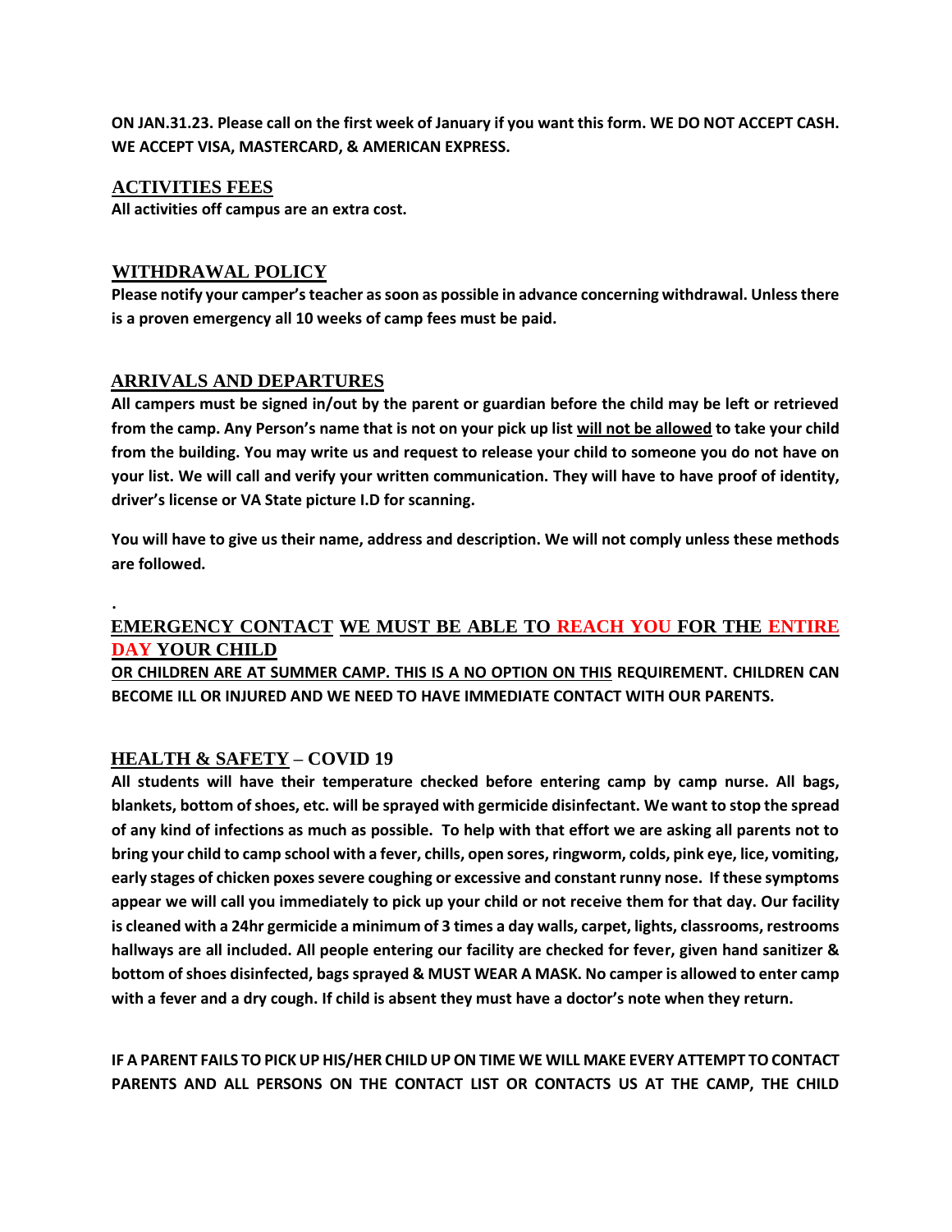**ON JAN.31.23. Please call on the first week of January if you want this form. WE DO NOT ACCEPT CASH. WE ACCEPT VISA, MASTERCARD, & AMERICAN EXPRESS.**

## ACTIVITIES FEES

**All activities off campus are an extra cost.**

## WITHDRAWAL POLICY

**Please notify your camper's teacher as soon as possible in advance concerning withdrawal. Unless there is a proven emergency all 10 weeks of camp fees must be paid.**

## ARRIVALS AND DEPARTURES

**All campers must be signed in/out by the parent or guardian before the child may be left or retrieved from the camp. Any Person's name that is not on your pick up list will not be allowed to take your child from the building. You may write us and request to release your child to someone you do not have on your list. We will call and verify your written communication. They will have to have proof of identity, driver's license or VA State picture I.D for scanning.**

**You will have to give us their name, address and description. We will not comply unless these methods are followed.**

.

## EMERGENCY CONTACT WE MUST BE ABLE TO REACH YOU FOR THE ENTIRE DAY YOUR CHILD

**OR CHILDREN ARE AT SUMMER CAMP. THIS IS A NO OPTION ON THIS REQUIREMENT. CHILDREN CAN BECOME ILL OR INJURED AND WE NEED TO HAVE IMMEDIATE CONTACT WITH OUR PARENTS.**

## HEALTH & SAFETY – COVID 19

**All students will have their temperature checked before entering camp by camp nurse. All bags, blankets, bottom of shoes, etc. will be sprayed with germicide disinfectant. We want to stop the spread of any kind of infections as much as possible. To help with that effort we are asking all parents not to bring your child to camp school with a fever, chills, open sores, ringworm, colds, pink eye, lice, vomiting, early stages of chicken poxes severe coughing or excessive and constant runny nose. If these symptoms appear we will call you immediately to pick up your child or not receive them for that day. Our facility is cleaned with a 24hr germicide a minimum of 3 times a day walls, carpet, lights, classrooms, restrooms hallways are all included. All people entering our facility are checked for fever, given hand sanitizer & bottom of shoes disinfected, bags sprayed & MUST WEAR A MASK. No camper is allowed to enter camp with a fever and a dry cough. If child is absent they must have a doctor's note when they return.**

**IF A PARENT FAILS TO PICK UP HIS/HER CHILD UP ON TIME WE WILL MAKE EVERY ATTEMPT TO CONTACT PARENTS AND ALL PERSONS ON THE CONTACT LIST OR CONTACTS US AT THE CAMP, THE CHILD**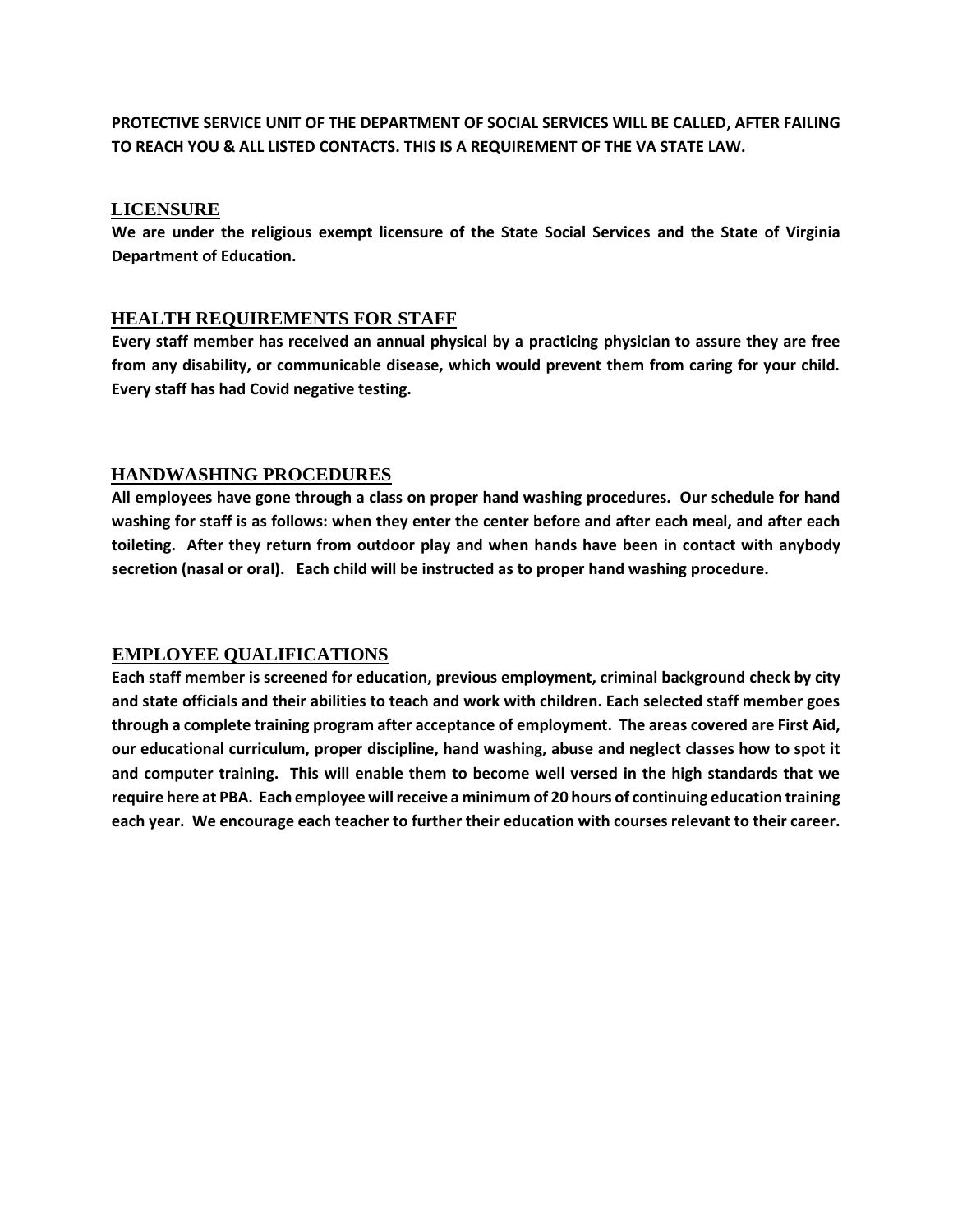**PROTECTIVE SERVICE UNIT OF THE DEPARTMENT OF SOCIAL SERVICES WILL BE CALLED, AFTER FAILING TO REACH YOU & ALL LISTED CONTACTS. THIS IS A REQUIREMENT OF THE VA STATE LAW.**

## LICENSURE

**We are under the religious exempt licensure of the State Social Services and the State of Virginia Department of Education.**

## HEALTH REQUIREMENTS FOR STAFF

**Every staff member has received an annual physical by a practicing physician to assure they are free from any disability, or communicable disease, which would prevent them from caring for your child. Every staff has had Covid negative testing.**

## HANDWASHING PROCEDURES

**All employees have gone through a class on proper hand washing procedures. Our schedule for hand washing for staff is as follows: when they enter the center before and after each meal, and after each toileting. After they return from outdoor play and when hands have been in contact with anybody secretion (nasal or oral). Each child will be instructed as to proper hand washing procedure.**

## EMPLOYEE QUALIFICATIONS

**Each staff member is screened for education, previous employment, criminal background check by city and state officials and their abilities to teach and work with children. Each selected staff member goes through a complete training program after acceptance of employment. The areas covered are First Aid, our educational curriculum, proper discipline, hand washing, abuse and neglect classes how to spot it and computer training. This will enable them to become well versed in the high standards that we require here at PBA. Each employee will receive a minimum of 20 hours of continuing education training each year. We encourage each teacher to further their education with courses relevant to their career.**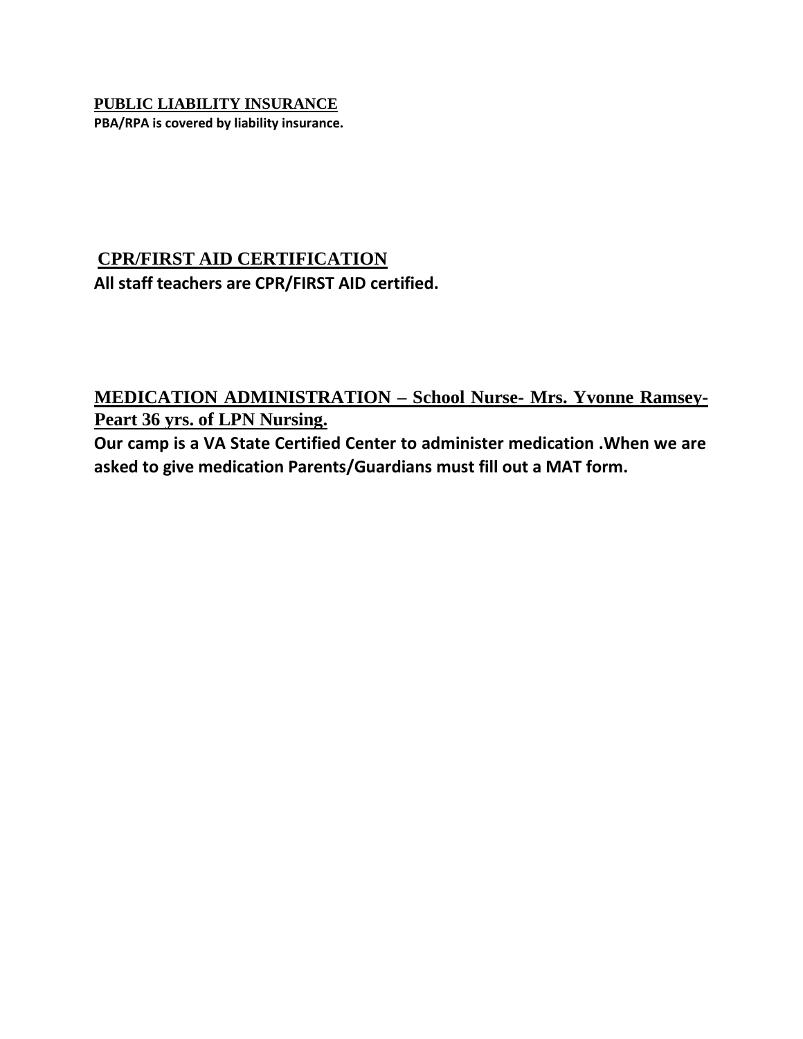## PUBLIC LIABILITY INSURANCE

**PBA/RPA is covered by liability insurance.**

## CPR/FIRST AID CERTIFICATION

**All staff teachers are CPR/FIRST AID certified.**

## MEDICATION ADMINISTRATION – School Nurse- Mrs. Yvonne Ramsey-Peart 36 yrs. of LPN Nursing.

**Our camp is a VA State Certified Center to administer medication .When we are asked to give medication Parents/Guardians must fill out a MAT form.**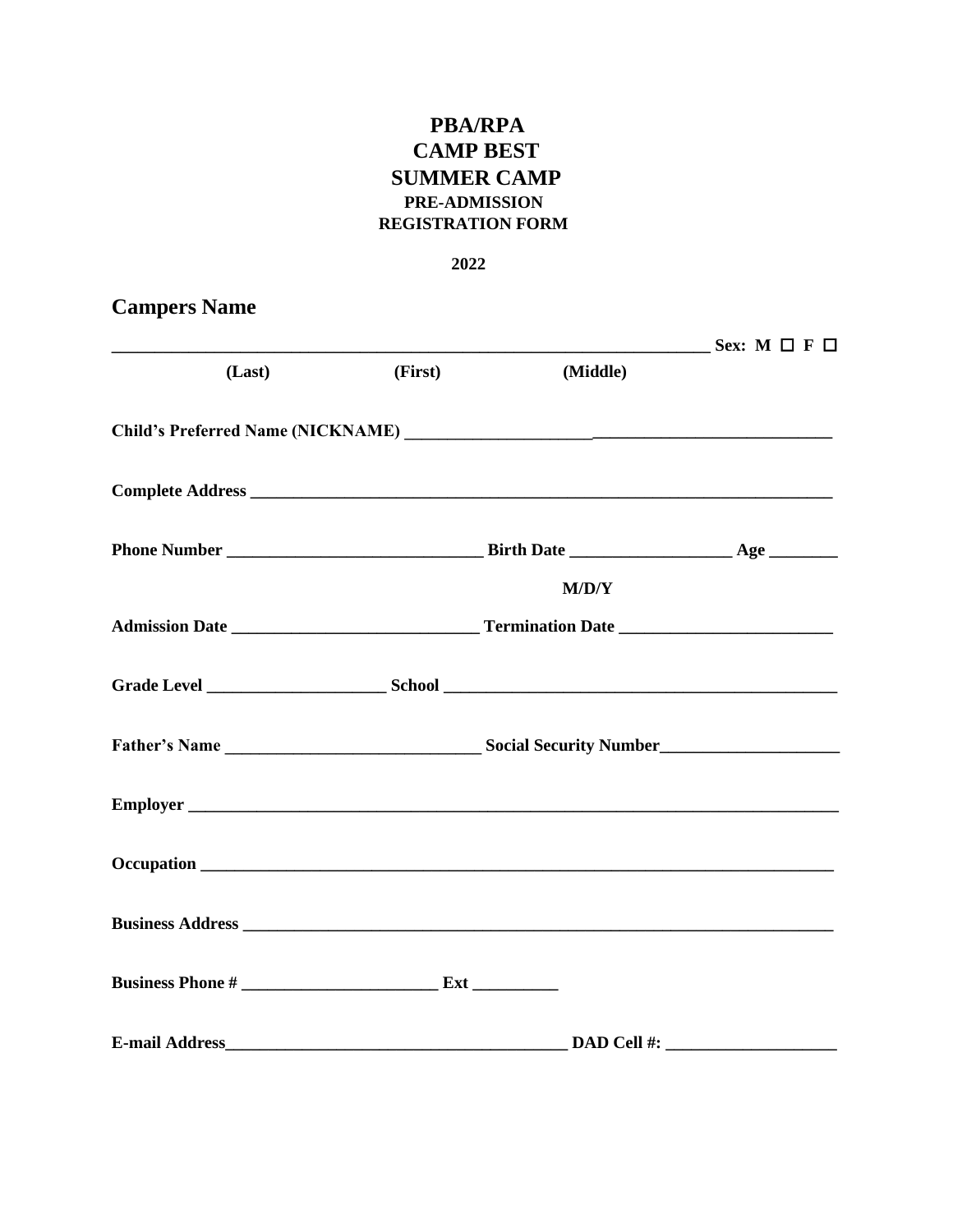# PBA/RPA
# CAMP BEST
# SUMMER CAMP
### PRE-ADMISSION
### REGISTRATION FORM

**2022**

## Campers Name

**______________________________________________________________________ Sex: M ☐ F ☐**

**(Last) (First) (Middle)**

**Child's Preferred Name (NICKNAME) ____________________________________________________**

**Complete Address ____________________________________________________________________**

**Phone Number ______________________________ Birth Date __________________ Age ________**

**M/D/Y**

**Admission Date ____________________________ Termination Date ________________________**

**Grade Level ____________________ School ____________________________________________**

**Father's Name ______________________________ Social Security Number____________________**

**Employer ____________________________________________________________________________**

**Occupation __________________________________________________________________________**

**Business Address ____________________________________________________________________**

**Business Phone # _______________________ Ext __________**

**E-mail Address________________________________________ DAD Cell #: ____________________**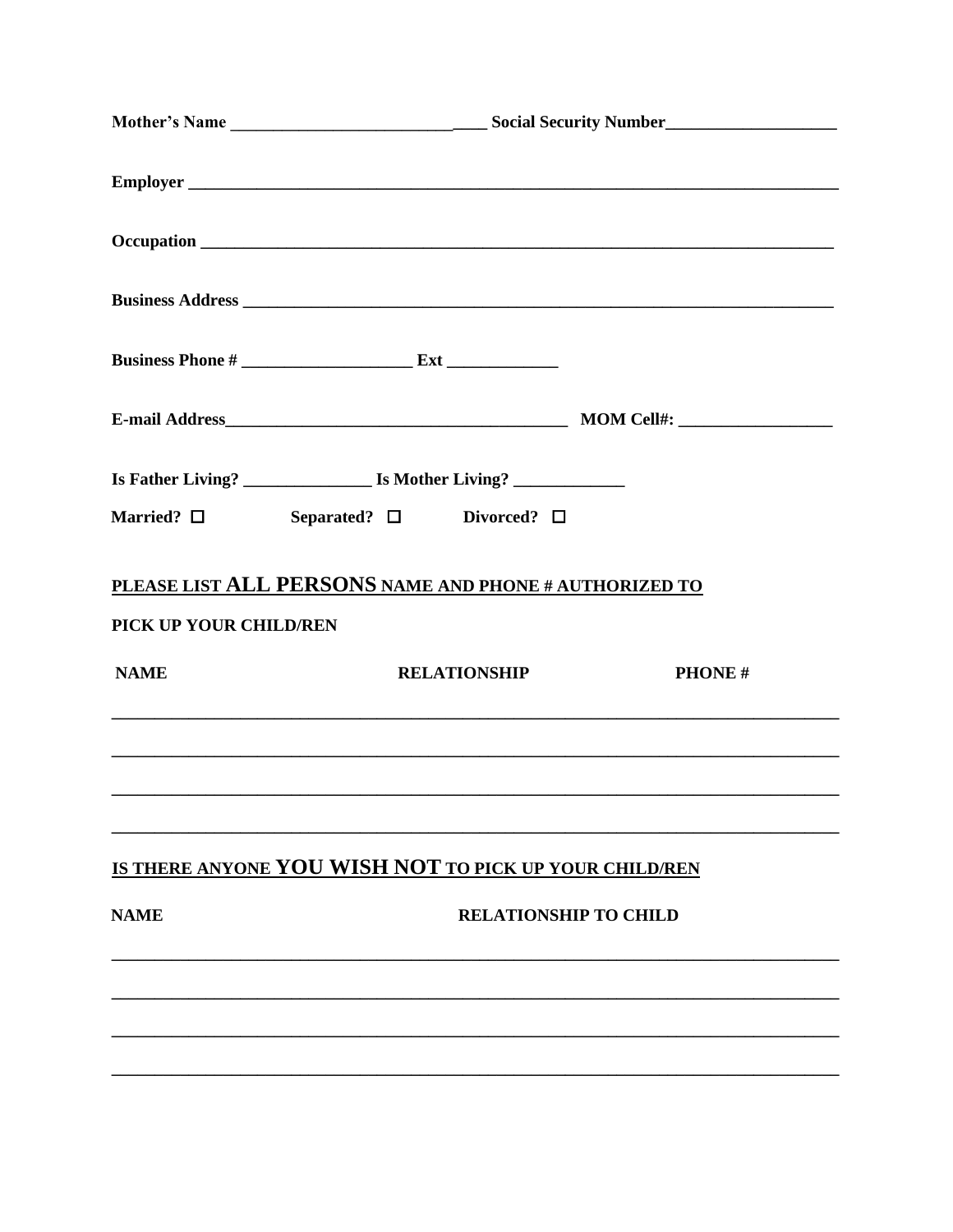**Mother's Name** ______________________________ **Social Security Number**____________________

**Employer** ________________________________________________________________________

**Occupation** ______________________________________________________________________

**Business Address** _________________________________________________________________

**Business Phone #** ____________________ **Ext** _____________

**E-mail Address**_________________________________________ **MOM Cell#:** __________________

**Is Father Living?** _______________ **Is Mother Living?** _____________

**Married?** ☐ **Separated?** ☐ **Divorced?** ☐

**PLEASE LIST ALL PERSONS NAME AND PHONE # AUTHORIZED TO**

**PICK UP YOUR CHILD/REN**

| NAME | RELATIONSHIP | PHONE # |
|---|---|---|
| | | |
| | | |
| | | |
| | | |

**IS THERE ANYONE YOU WISH NOT TO PICK UP YOUR CHILD/REN**

| NAME | RELATIONSHIP TO CHILD |
|---|---|
| | |
| | |
| | |
| | |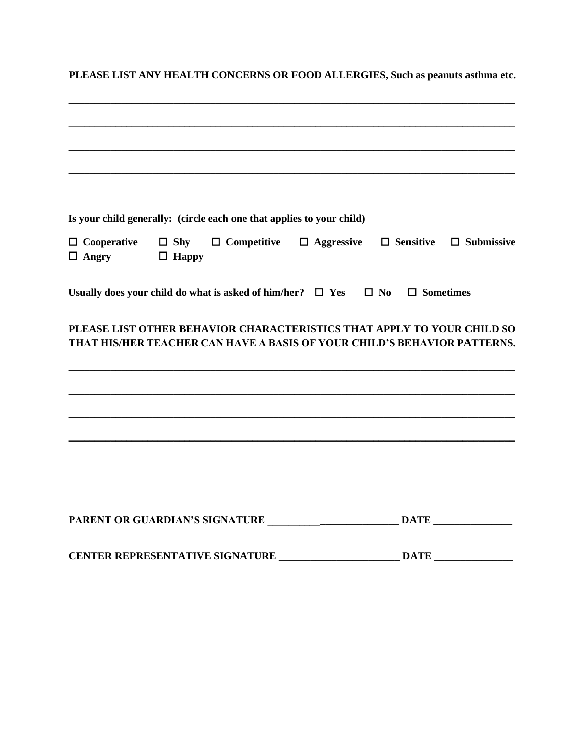**PLEASE LIST ANY HEALTH CONCERNS OR FOOD ALLERGIES, Such as peanuts asthma etc.**

_______________________________________________________________________________

_______________________________________________________________________________

_______________________________________________________________________________

_______________________________________________________________________________

**Is your child generally: (circle each one that applies to your child)**

☐ **Cooperative** ☐ **Shy** ☐ **Competitive** ☐ **Aggressive** ☐ **Sensitive** ☐ **Submissive**
☐ **Angry** ☐ **Happy**

**Usually does your child do what is asked of him/her?** ☐ **Yes** ☐ **No** ☐ **Sometimes**

**PLEASE LIST OTHER BEHAVIOR CHARACTERISTICS THAT APPLY TO YOUR CHILD SO THAT HIS/HER TEACHER CAN HAVE A BASIS OF YOUR CHILD'S BEHAVIOR PATTERNS.**

_______________________________________________________________________________

_______________________________________________________________________________

_______________________________________________________________________________

_______________________________________________________________________________

**PARENT OR GUARDIAN'S SIGNATURE** _________________________ **DATE** _______________

**CENTER REPRESENTATIVE SIGNATURE** _______________________ **DATE** _______________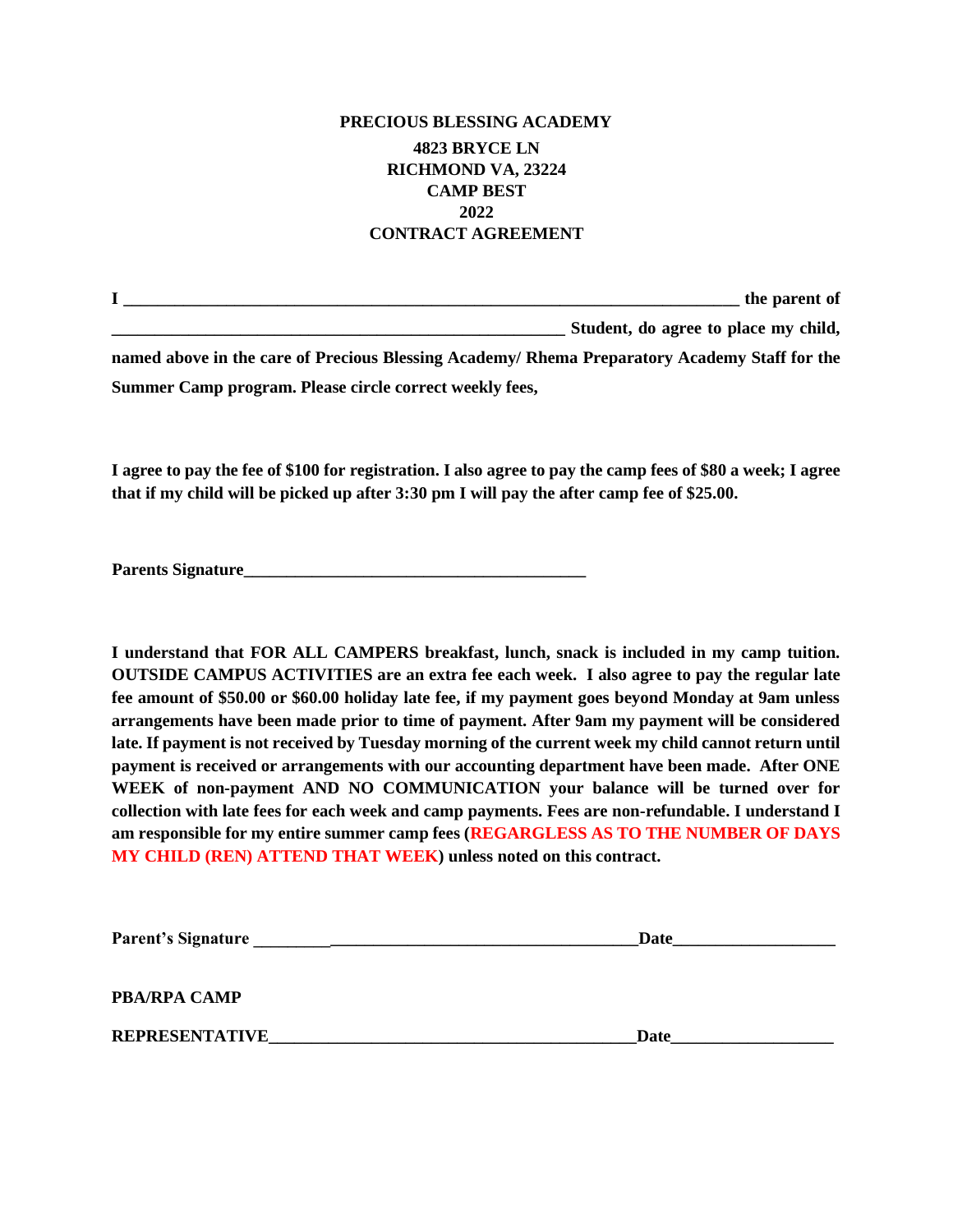**PRECIOUS BLESSING ACADEMY**
**4823 BRYCE LN**
**RICHMOND VA, 23224**
**CAMP BEST**
**2022**
**CONTRACT AGREEMENT**

**I _______________________________________________________________________ the parent of _____________________________________________________ Student, do agree to place my child, named above in the care of Precious Blessing Academy/ Rhema Preparatory Academy Staff for the Summer Camp program. Please circle correct weekly fees,**

**I agree to pay the fee of $100 for registration. I also agree to pay the camp fees of $80 a week; I agree that if my child will be picked up after 3:30 pm I will pay the after camp fee of $25.00.**

**Parents Signature________________________________________**

**I understand that FOR ALL CAMPERS breakfast, lunch, snack is included in my camp tuition. OUTSIDE CAMPUS ACTIVITIES are an extra fee each week. I also agree to pay the regular late fee amount of $50.00 or $60.00 holiday late fee, if my payment goes beyond Monday at 9am unless arrangements have been made prior to time of payment. After 9am my payment will be considered late. If payment is not received by Tuesday morning of the current week my child cannot return until payment is received or arrangements with our accounting department have been made. After ONE WEEK of non-payment AND NO COMMUNICATION your balance will be turned over for collection with late fees for each week and camp payments. Fees are non-refundable. I understand I am responsible for my entire summer camp fees (REGARGLESS AS TO THE NUMBER OF DAYS MY CHILD (REN) ATTEND THAT WEEK) unless noted on this contract.**

**Parent's Signature ____________________________________________Date___________________**

**PBA/RPA CAMP**

**REPRESENTATIVE____________________________________________Date___________________**